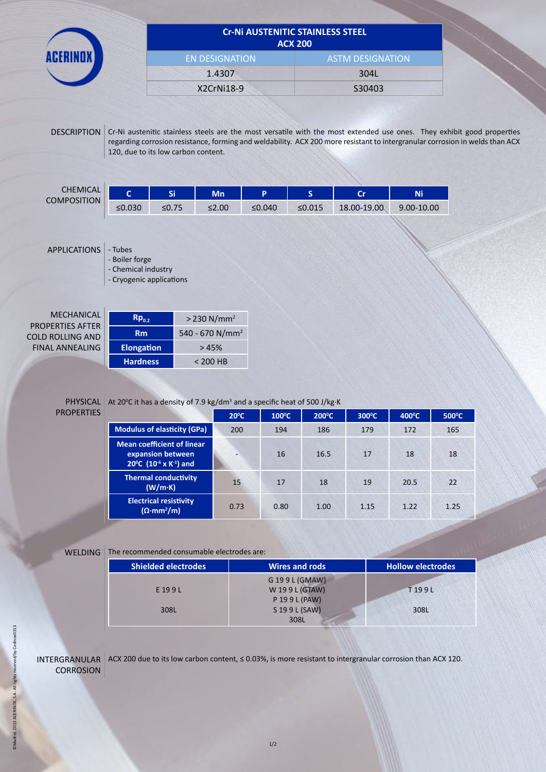ACERINOX

# Cr-Ni AUSTENITIC STAINLESS STEEL ACX 200

| EN DESIGNATION | ASTM DESIGNATION |
|---|---|
| 1.4307 | 304L |
| X2CrNi18-9 | S30403 |

## DESCRIPTION

Cr-Ni austenitic stainless steels are the most versatile with the most extended use ones. They exhibit good properties regarding corrosion resistance, forming and weldability. ACX 200 more resistant to intergranular corrosion in welds than ACX 120, due to its low carbon content.

## CHEMICAL COMPOSITION

| C | Si | Mn | P | S | Cr | Ni |
|---|---|---|---|---|---|---|
| ≤0.030 | ≤0.75 | ≤2.00 | ≤0.040 | ≤0.015 | 18.00-19.00 | 9.00-10.00 |

## APPLICATIONS

- Tubes
- Boiler forge
- Chemical industry
- Cryogenic applications

## MECHANICAL PROPERTIES AFTER COLD ROLLING AND FINAL ANNEALING

| Property | Value |
|---|---|
| $Rp_{0.2}$ | > 230 N/mm$^2$ |
| Rm | 540 - 670 N/mm$^2$ |
| Elongation | > 45% |
| Hardness | < 200 HB |

## PHYSICAL PROPERTIES

At 20ºC it has a density of 7.9 kg/dm$^3$ and a specific heat of 500 J/kg·K

| | 20ºC | 100ºC | 200ºC | 300ºC | 400ºC | 500ºC |
|---|---|---|---|---|---|---|
| Modulus of elasticity (GPa) | 200 | 194 | 186 | 179 | 172 | 165 |
| Mean coefficient of linear expansion between 20ºC ($10^{-6}$ x $K^{-1}$) and | - | 16 | 16.5 | 17 | 18 | 18 |
| Thermal conductivity (W/m·K) | 15 | 17 | 18 | 19 | 20.5 | 22 |
| Electrical resistivity (Ω·mm$^2$/m) | 0.73 | 0.80 | 1.00 | 1.15 | 1.22 | 1.25 |

## WELDING

The recommended consumable electrodes are:

| Shielded electrodes | Wires and rods | Hollow electrodes |
|---|---|---|
| E 19 9 L<br>308L | G 19 9 L (GMAW)<br>W 19 9 L (GTAW)<br>P 19 9 L (PAW)<br>S 19 9 L (SAW)<br>308L | T 19 9 L<br>308L |

## INTERGRANULAR CORROSION

ACX 200 due to its low carbon content, ≤ 0.03%, is more resistant to intergranular corrosion than ACX 120.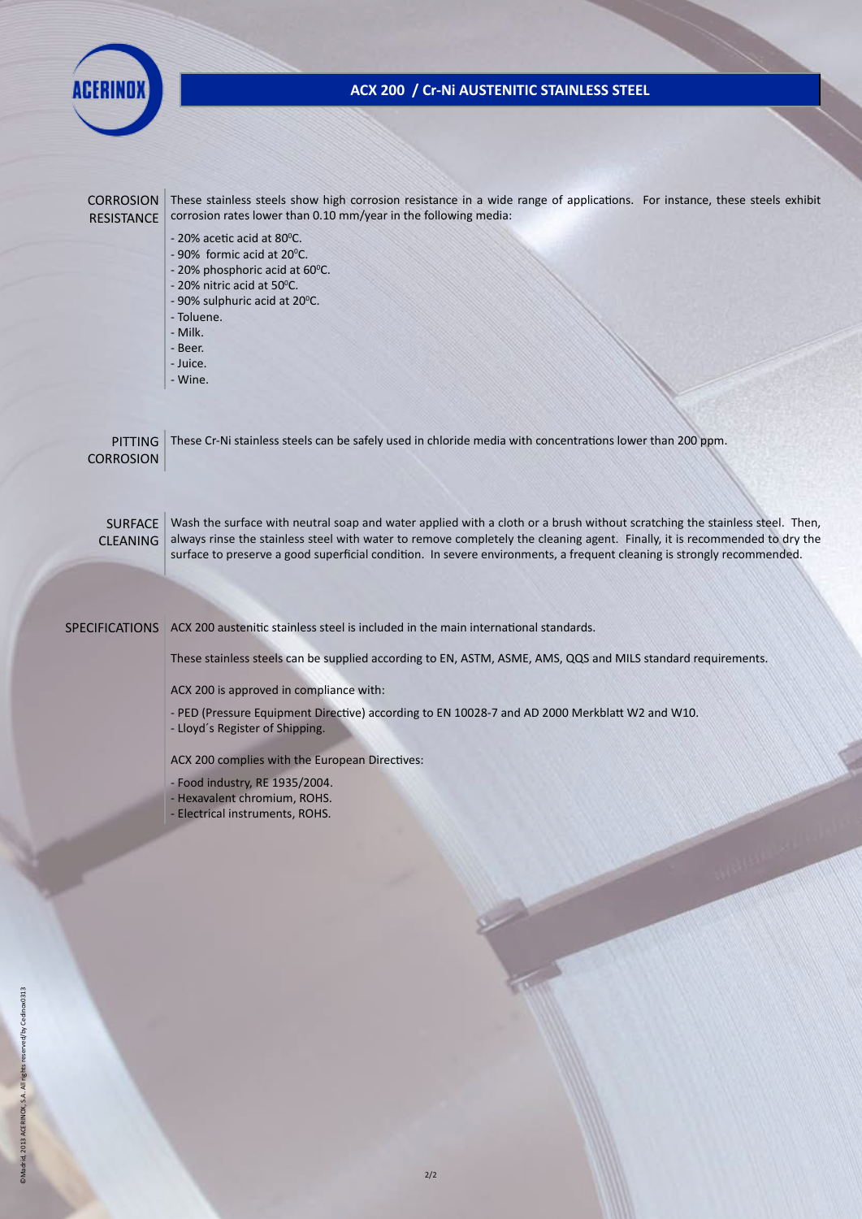# ACX 200 / Cr-Ni AUSTENITIC STAINLESS STEEL

## CORROSION RESISTANCE

These stainless steels show high corrosion resistance in a wide range of applications. For instance, these steels exhibit corrosion rates lower than 0.10 mm/year in the following media:

- 20% acetic acid at 80ºC.
- 90% formic acid at 20ºC.
- 20% phosphoric acid at 60ºC.
- 20% nitric acid at 50ºC.
- 90% sulphuric acid at 20ºC.
- Toluene.
- Milk.
- Beer.
- Juice.
- Wine.

## PITTING CORROSION

These Cr-Ni stainless steels can be safely used in chloride media with concentrations lower than 200 ppm.

## SURFACE CLEANING

Wash the surface with neutral soap and water applied with a cloth or a brush without scratching the stainless steel. Then, always rinse the stainless steel with water to remove completely the cleaning agent. Finally, it is recommended to dry the surface to preserve a good superficial condition. In severe environments, a frequent cleaning is strongly recommended.

## SPECIFICATIONS

ACX 200 austenitic stainless steel is included in the main international standards.

These stainless steels can be supplied according to EN, ASTM, ASME, AMS, QQS and MILS standard requirements.

ACX 200 is approved in compliance with:

- PED (Pressure Equipment Directive) according to EN 10028-7 and AD 2000 Merkblatt W2 and W10.
- Lloyd´s Register of Shipping.

ACX 200 complies with the European Directives:

- Food industry, RE 1935/2004.
- Hexavalent chromium, ROHS.
- Electrical instruments, ROHS.

©Madrid, 2013 ACERINOX, S.A. All rights reserved/by Cedinox0313